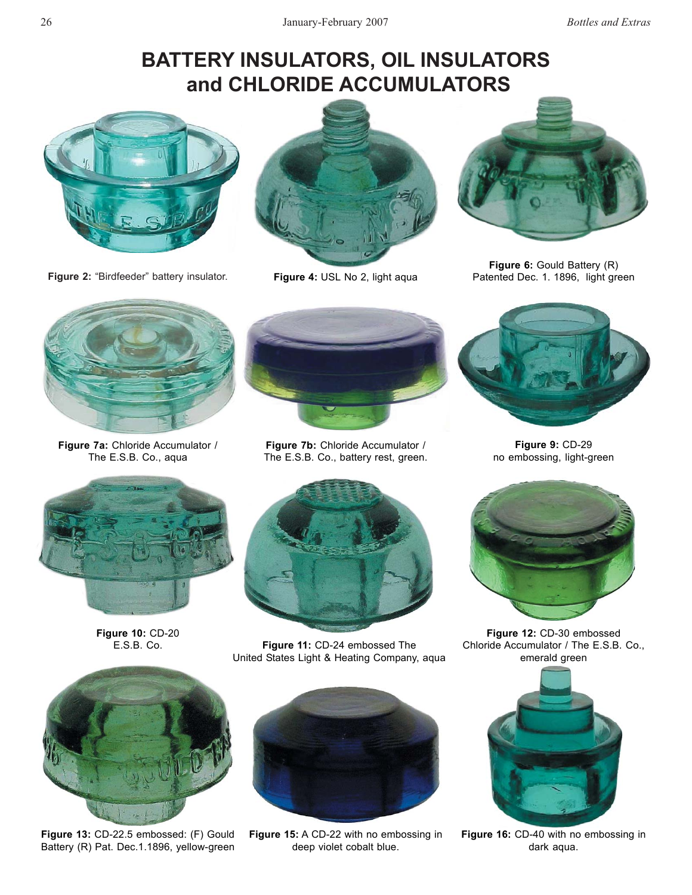# BATTERY INSULATORS, OIL INSULATORS and CHLORIDE ACCUMULATORS

**Figure 2:** "Birdfeeder" battery insulator.

**Figure 4:** USL No 2, light aqua

**Figure 6:** Gould Battery (R) Patented Dec. 1. 1896, light green

**Figure 7a:** Chloride Accumulator / The E.S.B. Co., aqua

**Figure 7b:** Chloride Accumulator / The E.S.B. Co., battery rest, green.

**Figure 9:** CD-29 no embossing, light-green

**Figure 10:** CD-20 E.S.B. Co.

**Figure 11:** CD-24 embossed The United States Light & Heating Company, aqua

**Figure 12:** CD-30 embossed Chloride Accumulator / The E.S.B. Co., emerald green

**Figure 13:** CD-22.5 embossed: (F) Gould Battery (R) Pat. Dec.1.1896, yellow-green

**Figure 15:** A CD-22 with no embossing in deep violet cobalt blue.

**Figure 16:** CD-40 with no embossing in dark aqua.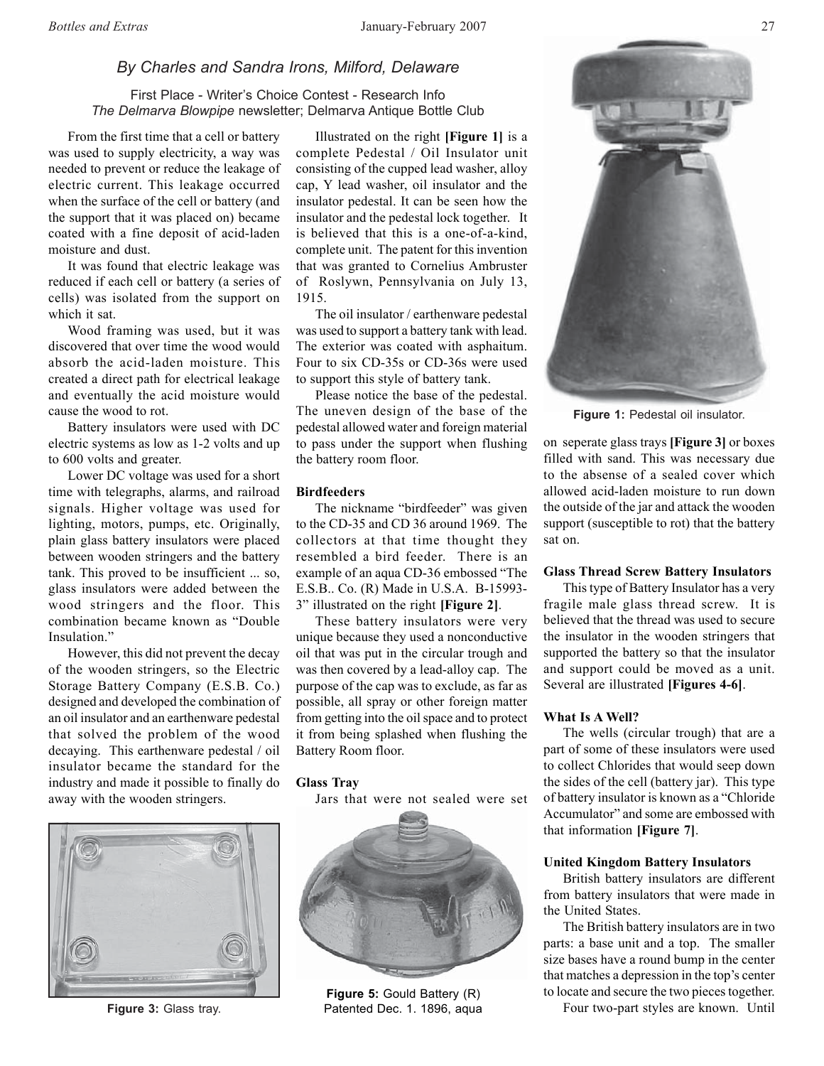*By Charles and Sandra Irons, Milford, Delaware*

First Place - Writer's Choice Contest - Research Info
*The Delmarva Blowpipe* newsletter; Delmarva Antique Bottle Club

From the first time that a cell or battery was used to supply electricity, a way was needed to prevent or reduce the leakage of electric current. This leakage occurred when the surface of the cell or battery (and the support that it was placed on) became coated with a fine deposit of acid-laden moisture and dust.

It was found that electric leakage was reduced if each cell or battery (a series of cells) was isolated from the support on which it sat.

Wood framing was used, but it was discovered that over time the wood would absorb the acid-laden moisture. This created a direct path for electrical leakage and eventually the acid moisture would cause the wood to rot.

Battery insulators were used with DC electric systems as low as 1-2 volts and up to 600 volts and greater.

Lower DC voltage was used for a short time with telegraphs, alarms, and railroad signals. Higher voltage was used for lighting, motors, pumps, etc. Originally, plain glass battery insulators were placed between wooden stringers and the battery tank. This proved to be insufficient ... so, glass insulators were added between the wood stringers and the floor. This combination became known as "Double Insulation."

However, this did not prevent the decay of the wooden stringers, so the Electric Storage Battery Company (E.S.B. Co.) designed and developed the combination of an oil insulator and an earthenware pedestal that solved the problem of the wood decaying. This earthenware pedestal / oil insulator became the standard for the industry and made it possible to finally do away with the wooden stringers.

Illustrated on the right **[Figure 1]** is a complete Pedestal / Oil Insulator unit consisting of the cupped lead washer, alloy cap, Y lead washer, oil insulator and the insulator pedestal. It can be seen how the insulator and the pedestal lock together. It is believed that this is a one-of-a-kind, complete unit. The patent for this invention that was granted to Cornelius Ambruster of Roslywn, Pennsylvania on July 13, 1915.

The oil insulator / earthenware pedestal was used to support a battery tank with lead. The exterior was coated with asphaitum. Four to six CD-35s or CD-36s were used to support this style of battery tank.

Please notice the base of the pedestal. The uneven design of the base of the pedestal allowed water and foreign material to pass under the support when flushing the battery room floor.

**Birdfeeders**

The nickname "birdfeeder" was given to the CD-35 and CD 36 around 1969. The collectors at that time thought they resembled a bird feeder. There is an example of an aqua CD-36 embossed "The E.S.B.. Co. (R) Made in U.S.A. B-15993-3" illustrated on the right **[Figure 2]**.

These battery insulators were very unique because they used a nonconductive oil that was put in the circular trough and was then covered by a lead-alloy cap. The purpose of the cap was to exclude, as far as possible, all spray or other foreign matter from getting into the oil space and to protect it from being splashed when flushing the Battery Room floor.

**Glass Tray**

Jars that were not sealed were set on seperate glass trays **[Figure 3]** or boxes filled with sand. This was necessary due to the absense of a sealed cover which allowed acid-laden moisture to run down the outside of the jar and attack the wooden support (susceptible to rot) that the battery sat on.

**Figure 1:** Pedestal oil insulator.

**Figure 3:** Glass tray.

**Figure 5:** Gould Battery (R) Patented Dec. 1. 1896, aqua

**Glass Thread Screw Battery Insulators**

This type of Battery Insulator has a very fragile male glass thread screw. It is believed that the thread was used to secure the insulator in the wooden stringers that supported the battery so that the insulator and support could be moved as a unit. Several are illustrated **[Figures 4-6]**.

**What Is A Well?**

The wells (circular trough) that are a part of some of these insulators were used to collect Chlorides that would seep down the sides of the cell (battery jar). This type of battery insulator is known as a "Chloride Accumulator" and some are embossed with that information **[Figure 7]**.

**United Kingdom Battery Insulators**

British battery insulators are different from battery insulators that were made in the United States.

The British battery insulators are in two parts: a base unit and a top. The smaller size bases have a round bump in the center that matches a depression in the top's center to locate and secure the two pieces together.

Four two-part styles are known. Until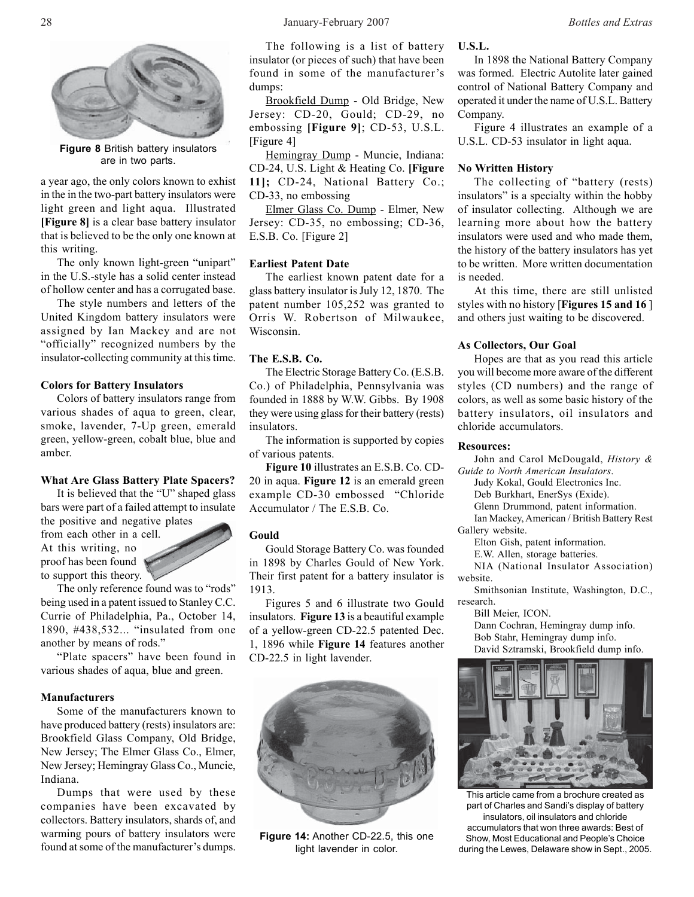Figure 8 British battery insulators are in two parts.

a year ago, the only colors known to exhist in the in the two-part battery insulators were light green and light aqua. Illustrated **[Figure 8]** is a clear base battery insulator that is believed to be the only one known at this writing.

The only known light-green "unipart" in the U.S.-style has a solid center instead of hollow center and has a corrugated base.

The style numbers and letters of the United Kingdom battery insulators were assigned by Ian Mackey and are not "officially" recognized numbers by the insulator-collecting community at this time.

**Colors for Battery Insulators**

Colors of battery insulators range from various shades of aqua to green, clear, smoke, lavender, 7-Up green, emerald green, yellow-green, cobalt blue, blue and amber.

**What Are Glass Battery Plate Spacers?**

It is believed that the "U" shaped glass bars were part of a failed attempt to insulate the positive and negative plates from each other in a cell. At this writing, no proof has been found to support this theory.

The only reference found was to "rods" being used in a patent issued to Stanley C.C. Currie of Philadelphia, Pa., October 14, 1890, #438,532... "insulated from one another by means of rods."

"Plate spacers" have been found in various shades of aqua, blue and green.

**Manufacturers**

Some of the manufacturers known to have produced battery (rests) insulators are: Brookfield Glass Company, Old Bridge, New Jersey; The Elmer Glass Co., Elmer, New Jersey; Hemingray Glass Co., Muncie, Indiana.

Dumps that were used by these companies have been excavated by collectors. Battery insulators, shards of, and warming pours of battery insulators were found at some of the manufacturer's dumps.

The following is a list of battery insulator (or pieces of such) that have been found in some of the manufacturer's dumps:

Brookfield Dump - Old Bridge, New Jersey: CD-20, Gould; CD-29, no embossing **[Figure 9]**; CD-53, U.S.L. [Figure 4]

Hemingray Dump - Muncie, Indiana: CD-24, U.S. Light & Heating Co. **[Figure 11];** CD-24, National Battery Co.; CD-33, no embossing

Elmer Glass Co. Dump - Elmer, New Jersey: CD-35, no embossing; CD-36, E.S.B. Co. [Figure 2]

**Earliest Patent Date**

The earliest known patent date for a glass battery insulator is July 12, 1870. The patent number 105,252 was granted to Orris W. Robertson of Milwaukee, Wisconsin.

**The E.S.B. Co.**

The Electric Storage Battery Co. (E.S.B. Co.) of Philadelphia, Pennsylvania was founded in 1888 by W.W. Gibbs. By 1908 they were using glass for their battery (rests) insulators.

The information is supported by copies of various patents.

**Figure 10** illustrates an E.S.B. Co. CD-20 in aqua. **Figure 12** is an emerald green example CD-30 embossed "Chloride Accumulator / The E.S.B. Co.

**Gould**

Gould Storage Battery Co. was founded in 1898 by Charles Gould of New York. Their first patent for a battery insulator is 1913.

Figures 5 and 6 illustrate two Gould insulators. **Figure 13** is a beautiful example of a yellow-green CD-22.5 patented Dec. 1, 1896 while **Figure 14** features another CD-22.5 in light lavender.

**Figure 14:** Another CD-22.5, this one light lavender in color.

**U.S.L.**

In 1898 the National Battery Company was formed. Electric Autolite later gained control of National Battery Company and operated it under the name of U.S.L. Battery Company.

Figure 4 illustrates an example of a U.S.L. CD-53 insulator in light aqua.

**No Written History**

The collecting of "battery (rests) insulators" is a specialty within the hobby of insulator collecting. Although we are learning more about how the battery insulators were used and who made them, the history of the battery insulators has yet to be written. More written documentation is needed.

At this time, there are still unlisted styles with no history [**Figures 15 and 16** ] and others just waiting to be discovered.

**As Collectors, Our Goal**

Hopes are that as you read this article you will become more aware of the different styles (CD numbers) and the range of colors, as well as some basic history of the battery insulators, oil insulators and chloride accumulators.

**Resources:**

John and Carol McDougald, *History & Guide to North American Insulators*.
Judy Kokal, Gould Electronics Inc.
Deb Burkhart, EnerSys (Exide).
Glenn Drummond, patent information.
Ian Mackey, American / British Battery Rest Gallery website.
Elton Gish, patent information.
E.W. Allen, storage batteries.
NIA (National Insulator Association) website.
Smithsonian Institute, Washington, D.C., research.
Bill Meier, ICON.
Dann Cochran, Hemingray dump info.
Bob Stahr, Hemingray dump info.
David Sztramski, Brookfield dump info.

This article came from a brochure created as part of Charles and Sandi's display of battery insulators, oil insulators and chloride accumulators that won three awards: Best of Show, Most Educational and People's Choice during the Lewes, Delaware show in Sept., 2005.